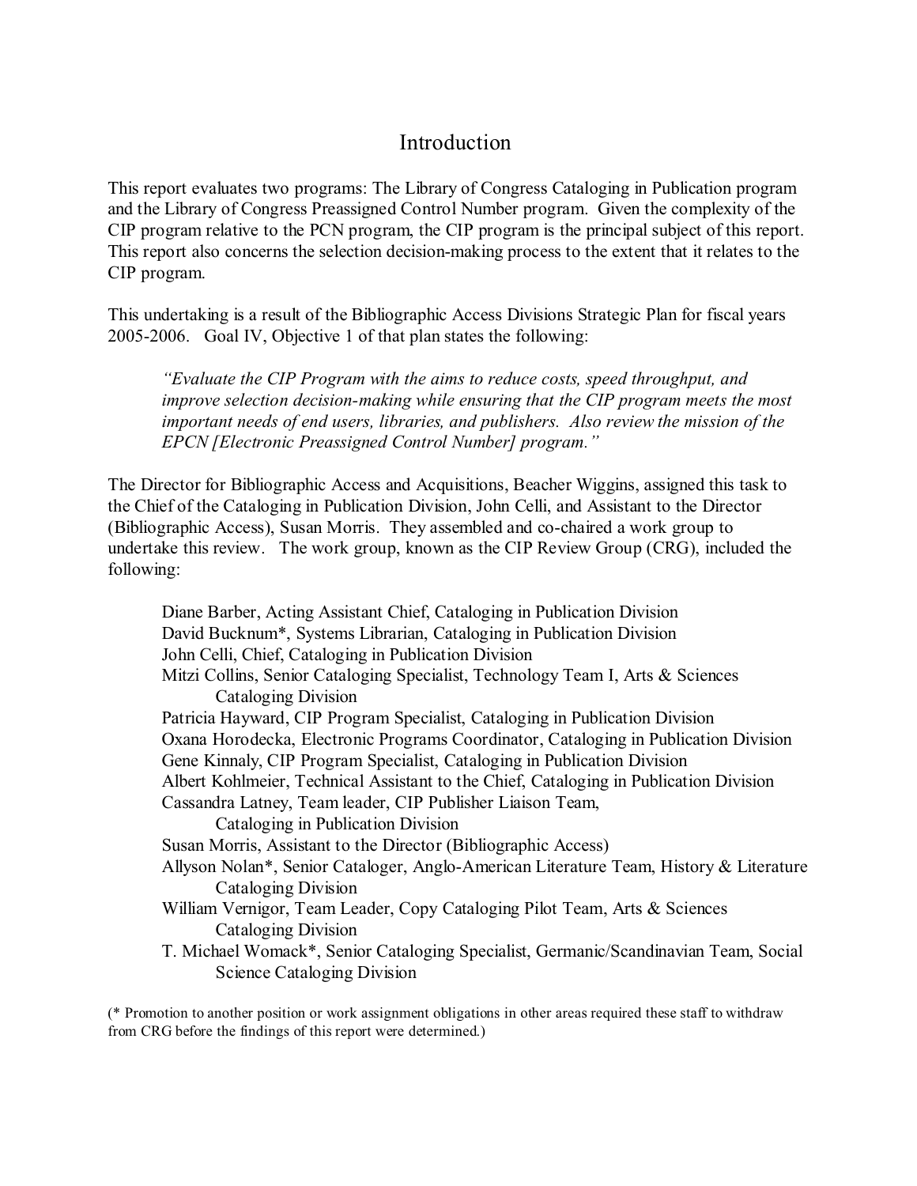# Introduction

This report evaluates two programs: The Library of Congress Cataloging in Publication program and the Library of Congress Preassigned Control Number program. Given the complexity of the CIP program relative to the PCN program, the CIP program is the principal subject of this report. This report also concerns the selection decision-making process to the extent that it relates to the CIP program.

This undertaking is a result of the Bibliographic Access Divisions Strategic Plan for fiscal years 2005-2006. Goal IV, Objective 1 of that plan states the following:

> *"Evaluate the CIP Program with the aims to reduce costs, speed throughput, and improve selection decision-making while ensuring that the CIP program meets the most important needs of end users, libraries, and publishers. Also review the mission of the EPCN [Electronic Preassigned Control Number] program."*

The Director for Bibliographic Access and Acquisitions, Beacher Wiggins, assigned this task to the Chief of the Cataloging in Publication Division, John Celli, and Assistant to the Director (Bibliographic Access), Susan Morris. They assembled and co-chaired a work group to undertake this review. The work group, known as the CIP Review Group (CRG), included the following:

- Diane Barber, Acting Assistant Chief, Cataloging in Publication Division
- David Bucknum*, Systems Librarian, Cataloging in Publication Division
- John Celli, Chief, Cataloging in Publication Division
- Mitzi Collins, Senior Cataloging Specialist, Technology Team I, Arts & Sciences Cataloging Division
- Patricia Hayward, CIP Program Specialist, Cataloging in Publication Division
- Oxana Horodecka, Electronic Programs Coordinator, Cataloging in Publication Division
- Gene Kinnaly, CIP Program Specialist, Cataloging in Publication Division
- Albert Kohlmeier, Technical Assistant to the Chief, Cataloging in Publication Division
- Cassandra Latney, Team leader, CIP Publisher Liaison Team, Cataloging in Publication Division
- Susan Morris, Assistant to the Director (Bibliographic Access)
- Allyson Nolan*, Senior Cataloger, Anglo-American Literature Team, History & Literature Cataloging Division
- William Vernigor, Team Leader, Copy Cataloging Pilot Team, Arts & Sciences Cataloging Division
- T. Michael Womack*, Senior Cataloging Specialist, Germanic/Scandinavian Team, Social Science Cataloging Division

(* Promotion to another position or work assignment obligations in other areas required these staff to withdraw from CRG before the findings of this report were determined.)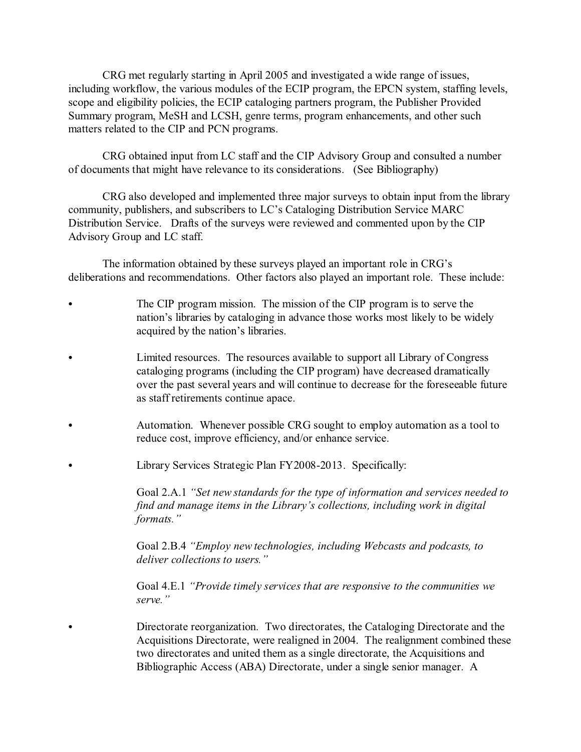CRG met regularly starting in April 2005 and investigated a wide range of issues, including workflow, the various modules of the ECIP program, the EPCN system, staffing levels, scope and eligibility policies, the ECIP cataloging partners program, the Publisher Provided Summary program, MeSH and LCSH, genre terms, program enhancements, and other such matters related to the CIP and PCN programs.

CRG obtained input from LC staff and the CIP Advisory Group and consulted a number of documents that might have relevance to its considerations. (See Bibliography)

CRG also developed and implemented three major surveys to obtain input from the library community, publishers, and subscribers to LC's Cataloging Distribution Service MARC Distribution Service. Drafts of the surveys were reviewed and commented upon by the CIP Advisory Group and LC staff.

The information obtained by these surveys played an important role in CRG's deliberations and recommendations. Other factors also played an important role. These include:

- The CIP program mission. The mission of the CIP program is to serve the nation's libraries by cataloging in advance those works most likely to be widely acquired by the nation's libraries.

- Limited resources. The resources available to support all Library of Congress cataloging programs (including the CIP program) have decreased dramatically over the past several years and will continue to decrease for the foreseeable future as staff retirements continue apace.

- Automation. Whenever possible CRG sought to employ automation as a tool to reduce cost, improve efficiency, and/or enhance service.

- Library Services Strategic Plan FY2008-2013. Specifically:

  Goal 2.A.1 *"Set new standards for the type of information and services needed to find and manage items in the Library's collections, including work in digital formats."*

  Goal 2.B.4 *"Employ new technologies, including Webcasts and podcasts, to deliver collections to users."*

  Goal 4.E.1 *"Provide timely services that are responsive to the communities we serve."*

- Directorate reorganization. Two directorates, the Cataloging Directorate and the Acquisitions Directorate, were realigned in 2004. The realignment combined these two directorates and united them as a single directorate, the Acquisitions and Bibliographic Access (ABA) Directorate, under a single senior manager. A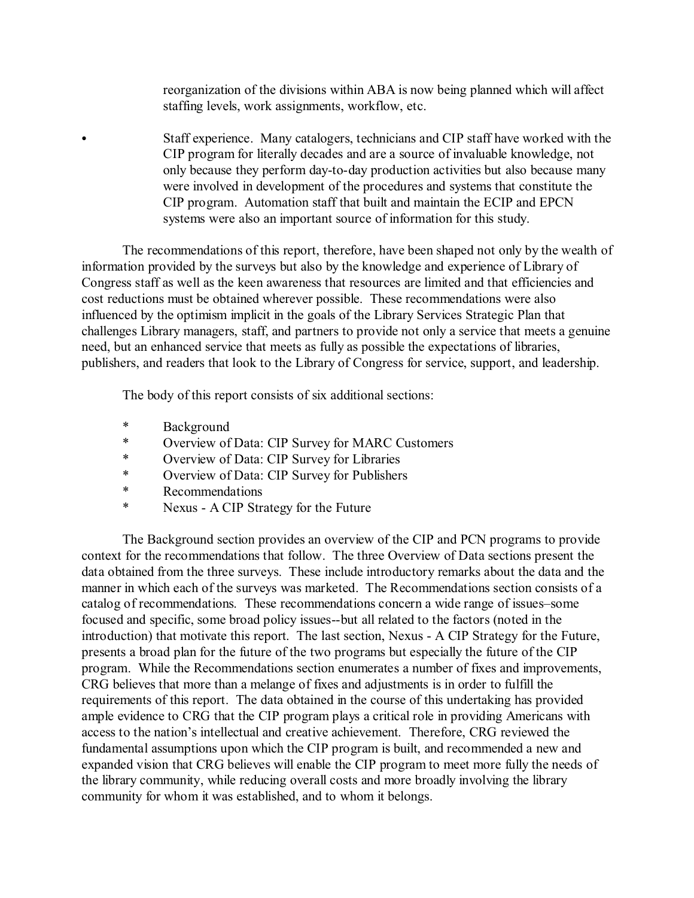reorganization of the divisions within ABA is now being planned which will affect staffing levels, work assignments, workflow, etc.

- Staff experience. Many catalogers, technicians and CIP staff have worked with the CIP program for literally decades and are a source of invaluable knowledge, not only because they perform day-to-day production activities but also because many were involved in development of the procedures and systems that constitute the CIP program. Automation staff that built and maintain the ECIP and EPCN systems were also an important source of information for this study.

The recommendations of this report, therefore, have been shaped not only by the wealth of information provided by the surveys but also by the knowledge and experience of Library of Congress staff as well as the keen awareness that resources are limited and that efficiencies and cost reductions must be obtained wherever possible. These recommendations were also influenced by the optimism implicit in the goals of the Library Services Strategic Plan that challenges Library managers, staff, and partners to provide not only a service that meets a genuine need, but an enhanced service that meets as fully as possible the expectations of libraries, publishers, and readers that look to the Library of Congress for service, support, and leadership.

The body of this report consists of six additional sections:

- Background
- Overview of Data: CIP Survey for MARC Customers
- Overview of Data: CIP Survey for Libraries
- Overview of Data: CIP Survey for Publishers
- Recommendations
- Nexus - A CIP Strategy for the Future

The Background section provides an overview of the CIP and PCN programs to provide context for the recommendations that follow. The three Overview of Data sections present the data obtained from the three surveys. These include introductory remarks about the data and the manner in which each of the surveys was marketed. The Recommendations section consists of a catalog of recommendations. These recommendations concern a wide range of issues–some focused and specific, some broad policy issues--but all related to the factors (noted in the introduction) that motivate this report. The last section, Nexus - A CIP Strategy for the Future, presents a broad plan for the future of the two programs but especially the future of the CIP program. While the Recommendations section enumerates a number of fixes and improvements, CRG believes that more than a melange of fixes and adjustments is in order to fulfill the requirements of this report. The data obtained in the course of this undertaking has provided ample evidence to CRG that the CIP program plays a critical role in providing Americans with access to the nation's intellectual and creative achievement. Therefore, CRG reviewed the fundamental assumptions upon which the CIP program is built, and recommended a new and expanded vision that CRG believes will enable the CIP program to meet more fully the needs of the library community, while reducing overall costs and more broadly involving the library community for whom it was established, and to whom it belongs.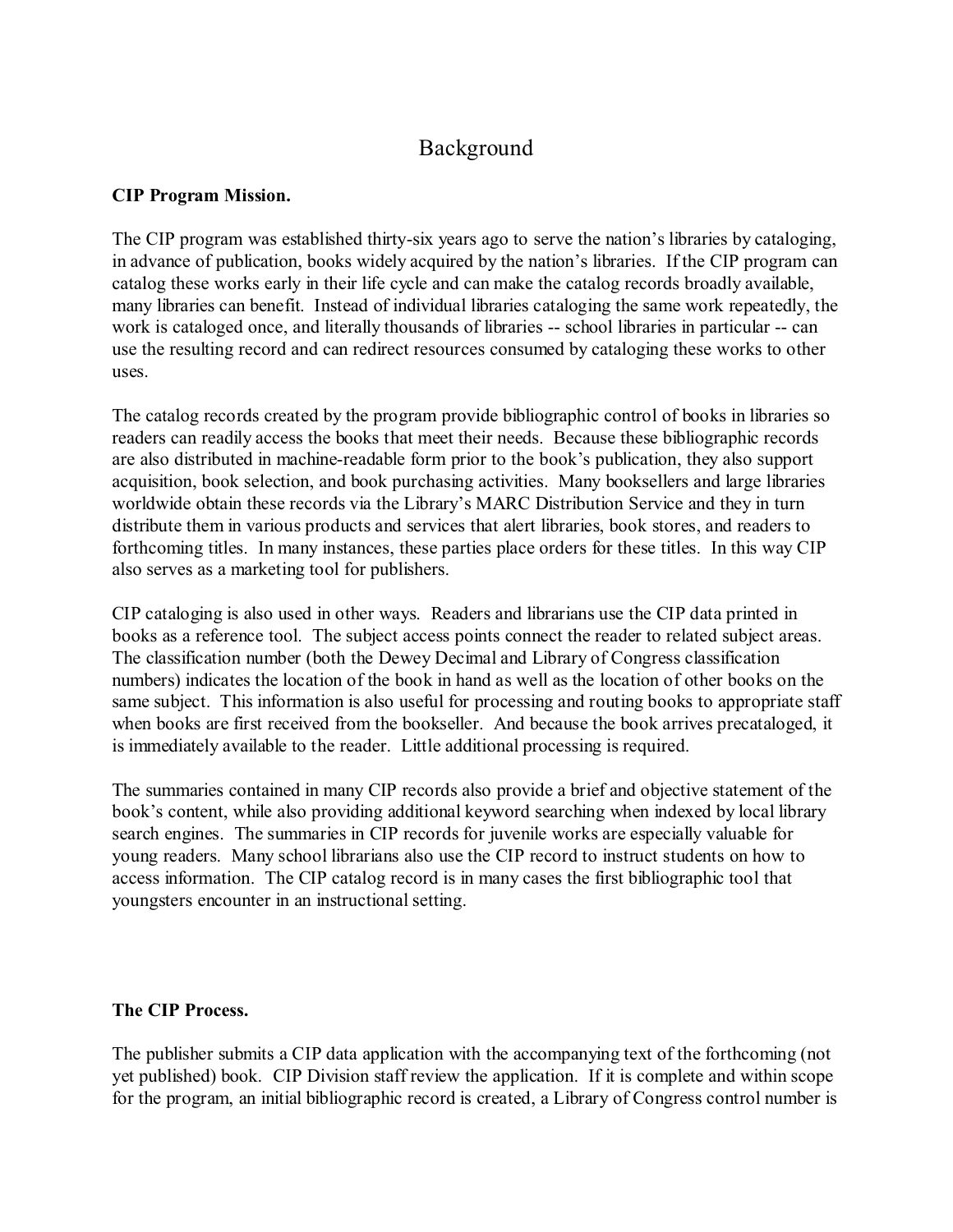# Background

**CIP Program Mission.**

The CIP program was established thirty-six years ago to serve the nation's libraries by cataloging, in advance of publication, books widely acquired by the nation's libraries. If the CIP program can catalog these works early in their life cycle and can make the catalog records broadly available, many libraries can benefit. Instead of individual libraries cataloging the same work repeatedly, the work is cataloged once, and literally thousands of libraries -- school libraries in particular -- can use the resulting record and can redirect resources consumed by cataloging these works to other uses.

The catalog records created by the program provide bibliographic control of books in libraries so readers can readily access the books that meet their needs. Because these bibliographic records are also distributed in machine-readable form prior to the book's publication, they also support acquisition, book selection, and book purchasing activities. Many booksellers and large libraries worldwide obtain these records via the Library's MARC Distribution Service and they in turn distribute them in various products and services that alert libraries, book stores, and readers to forthcoming titles. In many instances, these parties place orders for these titles. In this way CIP also serves as a marketing tool for publishers.

CIP cataloging is also used in other ways. Readers and librarians use the CIP data printed in books as a reference tool. The subject access points connect the reader to related subject areas. The classification number (both the Dewey Decimal and Library of Congress classification numbers) indicates the location of the book in hand as well as the location of other books on the same subject. This information is also useful for processing and routing books to appropriate staff when books are first received from the bookseller. And because the book arrives precataloged, it is immediately available to the reader. Little additional processing is required.

The summaries contained in many CIP records also provide a brief and objective statement of the book's content, while also providing additional keyword searching when indexed by local library search engines. The summaries in CIP records for juvenile works are especially valuable for young readers. Many school librarians also use the CIP record to instruct students on how to access information. The CIP catalog record is in many cases the first bibliographic tool that youngsters encounter in an instructional setting.

**The CIP Process.**

The publisher submits a CIP data application with the accompanying text of the forthcoming (not yet published) book. CIP Division staff review the application. If it is complete and within scope for the program, an initial bibliographic record is created, a Library of Congress control number is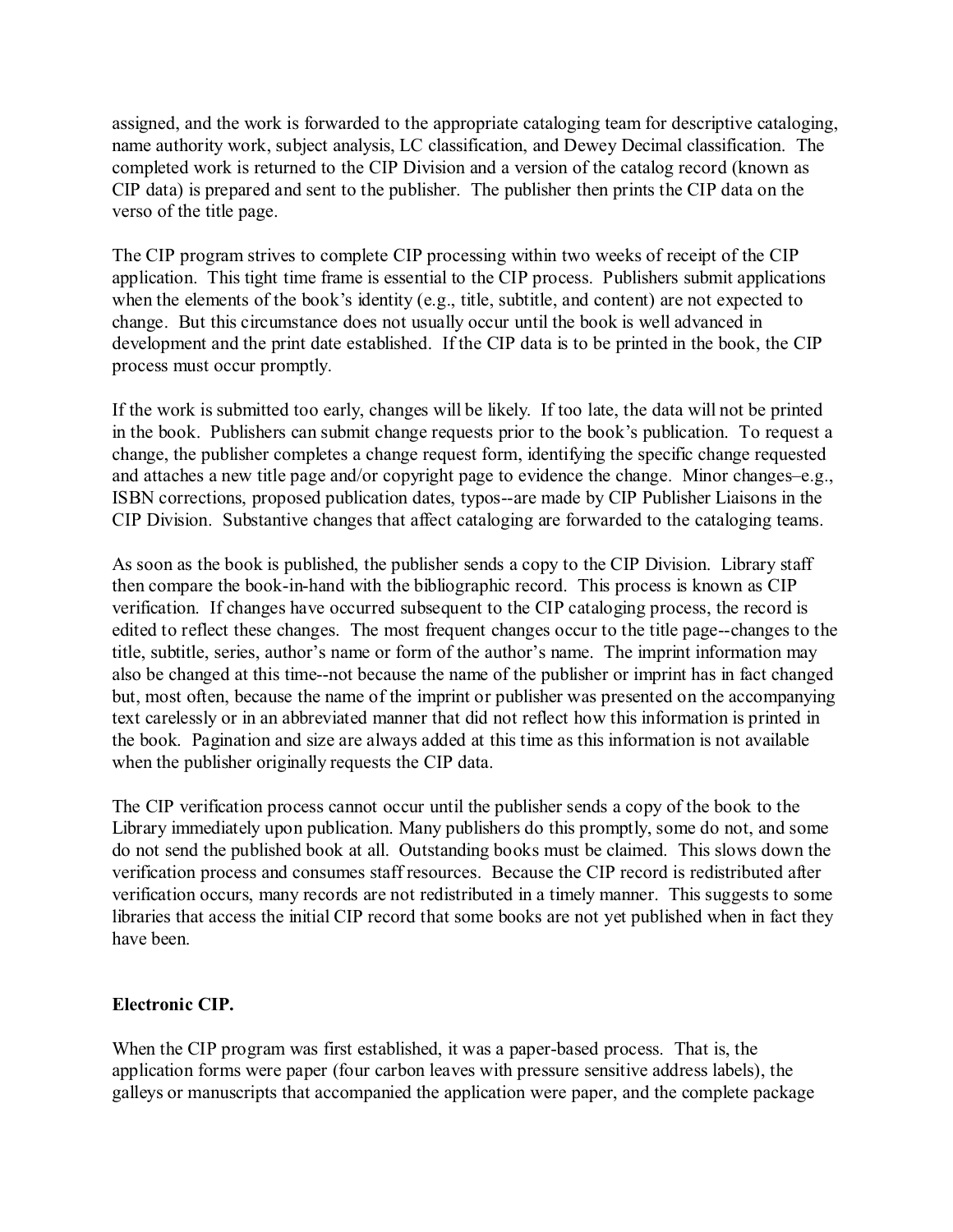assigned, and the work is forwarded to the appropriate cataloging team for descriptive cataloging, name authority work, subject analysis, LC classification, and Dewey Decimal classification. The completed work is returned to the CIP Division and a version of the catalog record (known as CIP data) is prepared and sent to the publisher. The publisher then prints the CIP data on the verso of the title page.

The CIP program strives to complete CIP processing within two weeks of receipt of the CIP application. This tight time frame is essential to the CIP process. Publishers submit applications when the elements of the book's identity (e.g., title, subtitle, and content) are not expected to change. But this circumstance does not usually occur until the book is well advanced in development and the print date established. If the CIP data is to be printed in the book, the CIP process must occur promptly.

If the work is submitted too early, changes will be likely. If too late, the data will not be printed in the book. Publishers can submit change requests prior to the book's publication. To request a change, the publisher completes a change request form, identifying the specific change requested and attaches a new title page and/or copyright page to evidence the change. Minor changes–e.g., ISBN corrections, proposed publication dates, typos--are made by CIP Publisher Liaisons in the CIP Division. Substantive changes that affect cataloging are forwarded to the cataloging teams.

As soon as the book is published, the publisher sends a copy to the CIP Division. Library staff then compare the book-in-hand with the bibliographic record. This process is known as CIP verification. If changes have occurred subsequent to the CIP cataloging process, the record is edited to reflect these changes. The most frequent changes occur to the title page--changes to the title, subtitle, series, author's name or form of the author's name. The imprint information may also be changed at this time--not because the name of the publisher or imprint has in fact changed but, most often, because the name of the imprint or publisher was presented on the accompanying text carelessly or in an abbreviated manner that did not reflect how this information is printed in the book. Pagination and size are always added at this time as this information is not available when the publisher originally requests the CIP data.

The CIP verification process cannot occur until the publisher sends a copy of the book to the Library immediately upon publication. Many publishers do this promptly, some do not, and some do not send the published book at all. Outstanding books must be claimed. This slows down the verification process and consumes staff resources. Because the CIP record is redistributed after verification occurs, many records are not redistributed in a timely manner. This suggests to some libraries that access the initial CIP record that some books are not yet published when in fact they have been.

**Electronic CIP.**

When the CIP program was first established, it was a paper-based process. That is, the application forms were paper (four carbon leaves with pressure sensitive address labels), the galleys or manuscripts that accompanied the application were paper, and the complete package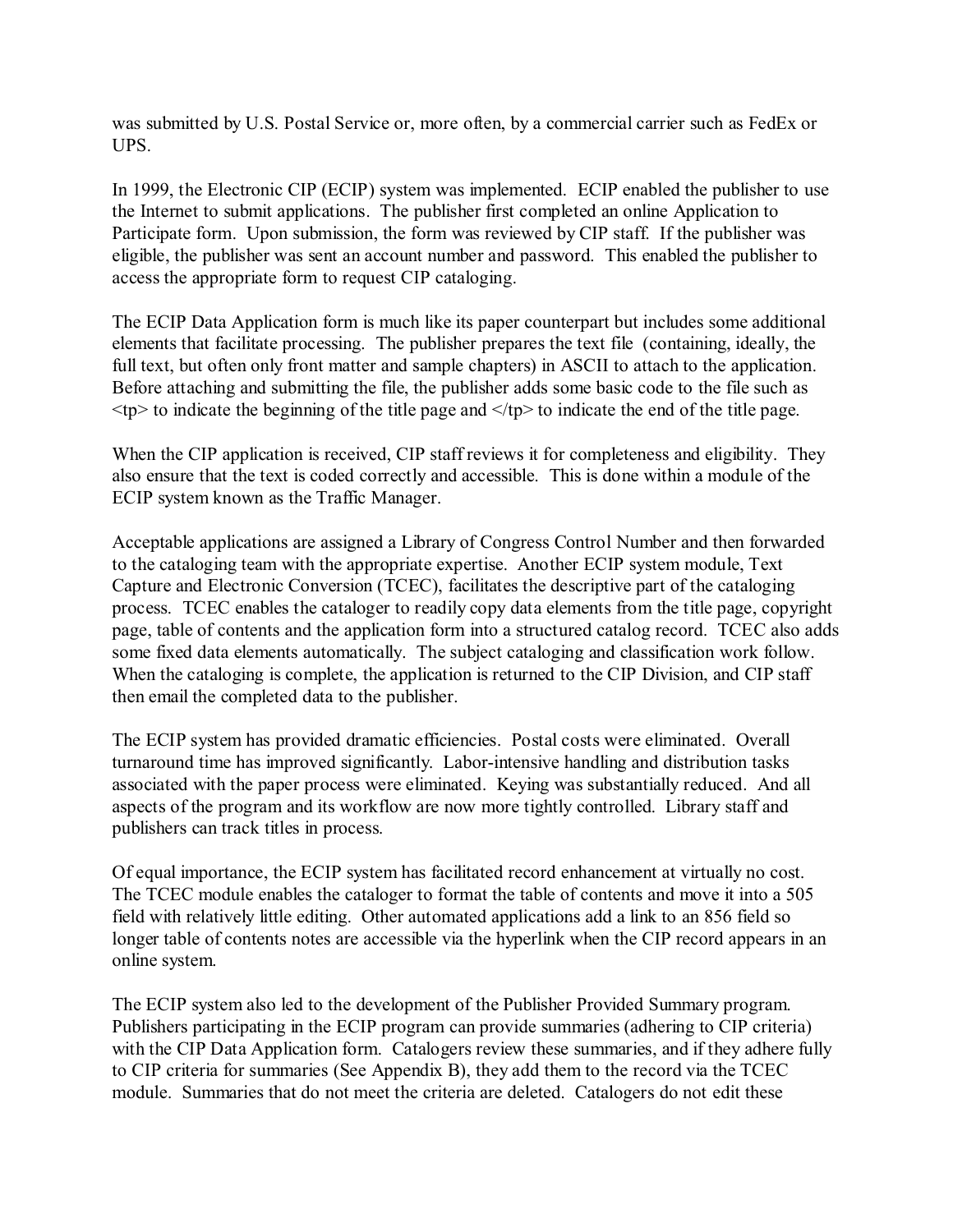was submitted by U.S. Postal Service or, more often, by a commercial carrier such as FedEx or UPS.

In 1999, the Electronic CIP (ECIP) system was implemented. ECIP enabled the publisher to use the Internet to submit applications. The publisher first completed an online Application to Participate form. Upon submission, the form was reviewed by CIP staff. If the publisher was eligible, the publisher was sent an account number and password. This enabled the publisher to access the appropriate form to request CIP cataloging.

The ECIP Data Application form is much like its paper counterpart but includes some additional elements that facilitate processing. The publisher prepares the text file (containing, ideally, the full text, but often only front matter and sample chapters) in ASCII to attach to the application. Before attaching and submitting the file, the publisher adds some basic code to the file such as <tp> to indicate the beginning of the title page and </tp> to indicate the end of the title page.

When the CIP application is received, CIP staff reviews it for completeness and eligibility. They also ensure that the text is coded correctly and accessible. This is done within a module of the ECIP system known as the Traffic Manager.

Acceptable applications are assigned a Library of Congress Control Number and then forwarded to the cataloging team with the appropriate expertise. Another ECIP system module, Text Capture and Electronic Conversion (TCEC), facilitates the descriptive part of the cataloging process. TCEC enables the cataloger to readily copy data elements from the title page, copyright page, table of contents and the application form into a structured catalog record. TCEC also adds some fixed data elements automatically. The subject cataloging and classification work follow. When the cataloging is complete, the application is returned to the CIP Division, and CIP staff then email the completed data to the publisher.

The ECIP system has provided dramatic efficiencies. Postal costs were eliminated. Overall turnaround time has improved significantly. Labor-intensive handling and distribution tasks associated with the paper process were eliminated. Keying was substantially reduced. And all aspects of the program and its workflow are now more tightly controlled. Library staff and publishers can track titles in process.

Of equal importance, the ECIP system has facilitated record enhancement at virtually no cost. The TCEC module enables the cataloger to format the table of contents and move it into a 505 field with relatively little editing. Other automated applications add a link to an 856 field so longer table of contents notes are accessible via the hyperlink when the CIP record appears in an online system.

The ECIP system also led to the development of the Publisher Provided Summary program. Publishers participating in the ECIP program can provide summaries (adhering to CIP criteria) with the CIP Data Application form. Catalogers review these summaries, and if they adhere fully to CIP criteria for summaries (See Appendix B), they add them to the record via the TCEC module. Summaries that do not meet the criteria are deleted. Catalogers do not edit these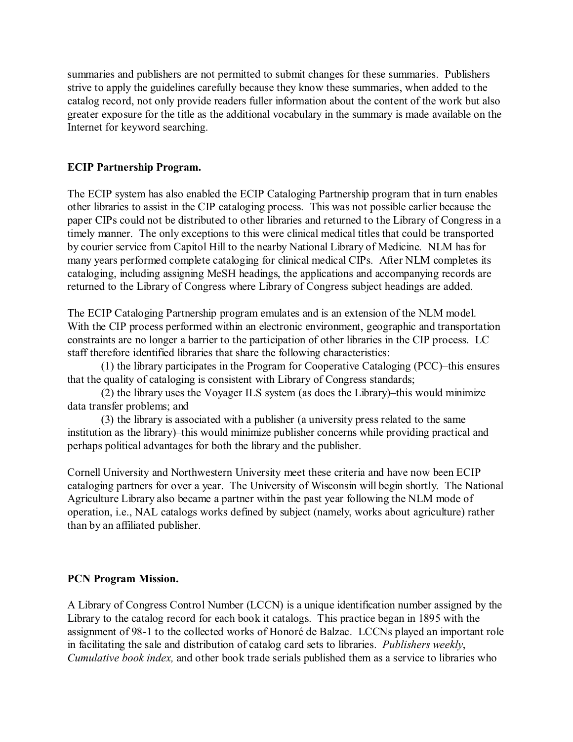summaries and publishers are not permitted to submit changes for these summaries. Publishers strive to apply the guidelines carefully because they know these summaries, when added to the catalog record, not only provide readers fuller information about the content of the work but also greater exposure for the title as the additional vocabulary in the summary is made available on the Internet for keyword searching.

**ECIP Partnership Program.**

The ECIP system has also enabled the ECIP Cataloging Partnership program that in turn enables other libraries to assist in the CIP cataloging process. This was not possible earlier because the paper CIPs could not be distributed to other libraries and returned to the Library of Congress in a timely manner. The only exceptions to this were clinical medical titles that could be transported by courier service from Capitol Hill to the nearby National Library of Medicine. NLM has for many years performed complete cataloging for clinical medical CIPs. After NLM completes its cataloging, including assigning MeSH headings, the applications and accompanying records are returned to the Library of Congress where Library of Congress subject headings are added.

The ECIP Cataloging Partnership program emulates and is an extension of the NLM model. With the CIP process performed within an electronic environment, geographic and transportation constraints are no longer a barrier to the participation of other libraries in the CIP process. LC staff therefore identified libraries that share the following characteristics:

(1) the library participates in the Program for Cooperative Cataloging (PCC)–this ensures that the quality of cataloging is consistent with Library of Congress standards;

(2) the library uses the Voyager ILS system (as does the Library)–this would minimize data transfer problems; and

(3) the library is associated with a publisher (a university press related to the same institution as the library)–this would minimize publisher concerns while providing practical and perhaps political advantages for both the library and the publisher.

Cornell University and Northwestern University meet these criteria and have now been ECIP cataloging partners for over a year. The University of Wisconsin will begin shortly. The National Agriculture Library also became a partner within the past year following the NLM mode of operation, i.e., NAL catalogs works defined by subject (namely, works about agriculture) rather than by an affiliated publisher.

**PCN Program Mission.**

A Library of Congress Control Number (LCCN) is a unique identification number assigned by the Library to the catalog record for each book it catalogs. This practice began in 1895 with the assignment of 98-1 to the collected works of Honoré de Balzac. LCCNs played an important role in facilitating the sale and distribution of catalog card sets to libraries. *Publishers weekly*, *Cumulative book index,* and other book trade serials published them as a service to libraries who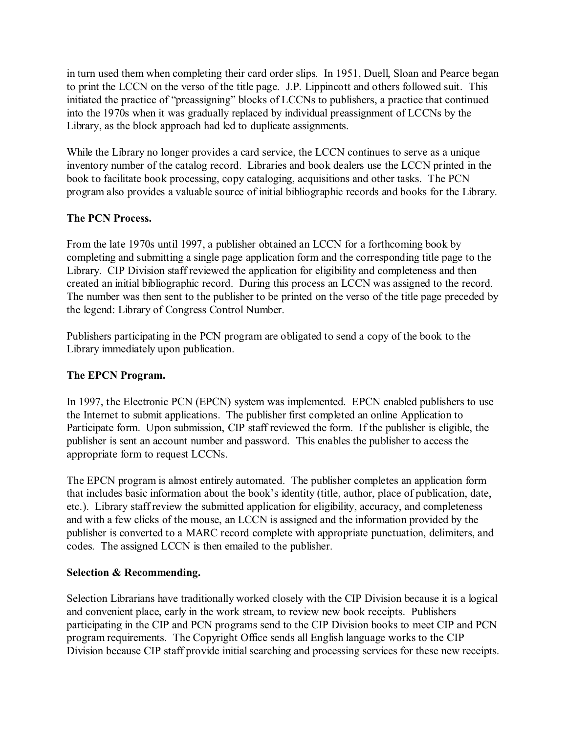in turn used them when completing their card order slips. In 1951, Duell, Sloan and Pearce began to print the LCCN on the verso of the title page. J.P. Lippincott and others followed suit. This initiated the practice of "preassigning" blocks of LCCNs to publishers, a practice that continued into the 1970s when it was gradually replaced by individual preassignment of LCCNs by the Library, as the block approach had led to duplicate assignments.

While the Library no longer provides a card service, the LCCN continues to serve as a unique inventory number of the catalog record. Libraries and book dealers use the LCCN printed in the book to facilitate book processing, copy cataloging, acquisitions and other tasks. The PCN program also provides a valuable source of initial bibliographic records and books for the Library.

**The PCN Process.**

From the late 1970s until 1997, a publisher obtained an LCCN for a forthcoming book by completing and submitting a single page application form and the corresponding title page to the Library. CIP Division staff reviewed the application for eligibility and completeness and then created an initial bibliographic record. During this process an LCCN was assigned to the record. The number was then sent to the publisher to be printed on the verso of the title page preceded by the legend: Library of Congress Control Number.

Publishers participating in the PCN program are obligated to send a copy of the book to the Library immediately upon publication.

**The EPCN Program.**

In 1997, the Electronic PCN (EPCN) system was implemented. EPCN enabled publishers to use the Internet to submit applications. The publisher first completed an online Application to Participate form. Upon submission, CIP staff reviewed the form. If the publisher is eligible, the publisher is sent an account number and password. This enables the publisher to access the appropriate form to request LCCNs.

The EPCN program is almost entirely automated. The publisher completes an application form that includes basic information about the book's identity (title, author, place of publication, date, etc.). Library staff review the submitted application for eligibility, accuracy, and completeness and with a few clicks of the mouse, an LCCN is assigned and the information provided by the publisher is converted to a MARC record complete with appropriate punctuation, delimiters, and codes. The assigned LCCN is then emailed to the publisher.

**Selection & Recommending.**

Selection Librarians have traditionally worked closely with the CIP Division because it is a logical and convenient place, early in the work stream, to review new book receipts. Publishers participating in the CIP and PCN programs send to the CIP Division books to meet CIP and PCN program requirements. The Copyright Office sends all English language works to the CIP Division because CIP staff provide initial searching and processing services for these new receipts.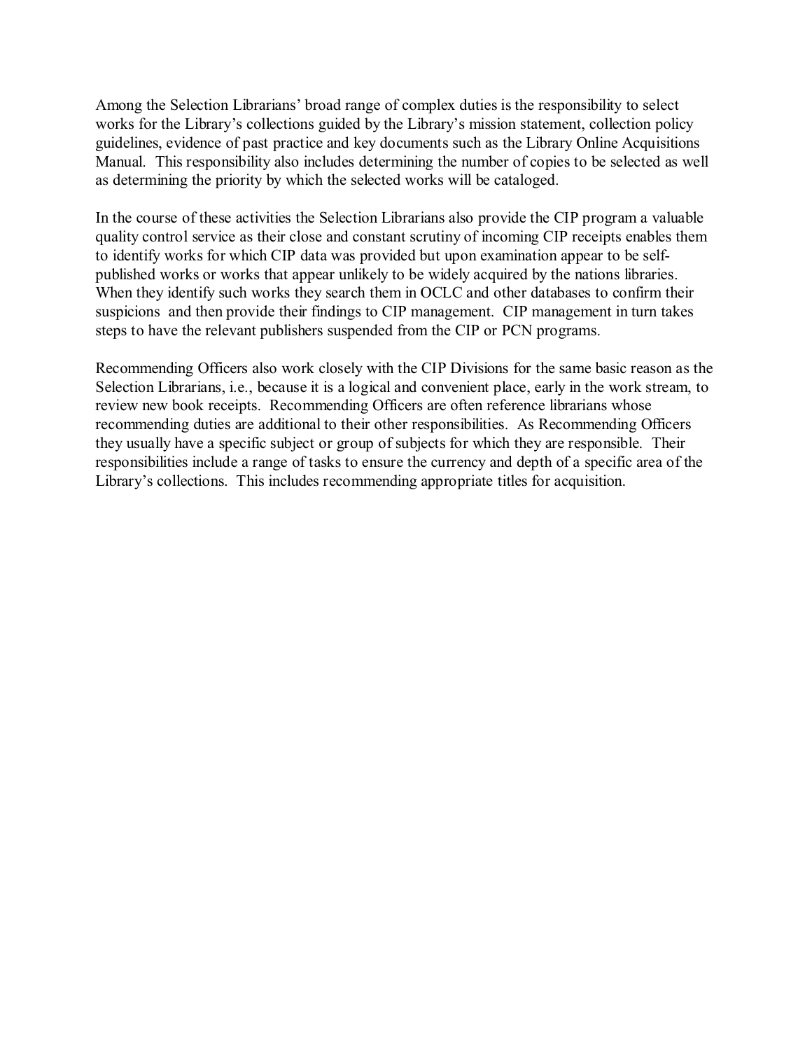Among the Selection Librarians' broad range of complex duties is the responsibility to select works for the Library's collections guided by the Library's mission statement, collection policy guidelines, evidence of past practice and key documents such as the Library Online Acquisitions Manual. This responsibility also includes determining the number of copies to be selected as well as determining the priority by which the selected works will be cataloged.

In the course of these activities the Selection Librarians also provide the CIP program a valuable quality control service as their close and constant scrutiny of incoming CIP receipts enables them to identify works for which CIP data was provided but upon examination appear to be self-published works or works that appear unlikely to be widely acquired by the nations libraries. When they identify such works they search them in OCLC and other databases to confirm their suspicions and then provide their findings to CIP management. CIP management in turn takes steps to have the relevant publishers suspended from the CIP or PCN programs.

Recommending Officers also work closely with the CIP Divisions for the same basic reason as the Selection Librarians, i.e., because it is a logical and convenient place, early in the work stream, to review new book receipts. Recommending Officers are often reference librarians whose recommending duties are additional to their other responsibilities. As Recommending Officers they usually have a specific subject or group of subjects for which they are responsible. Their responsibilities include a range of tasks to ensure the currency and depth of a specific area of the Library's collections. This includes recommending appropriate titles for acquisition.